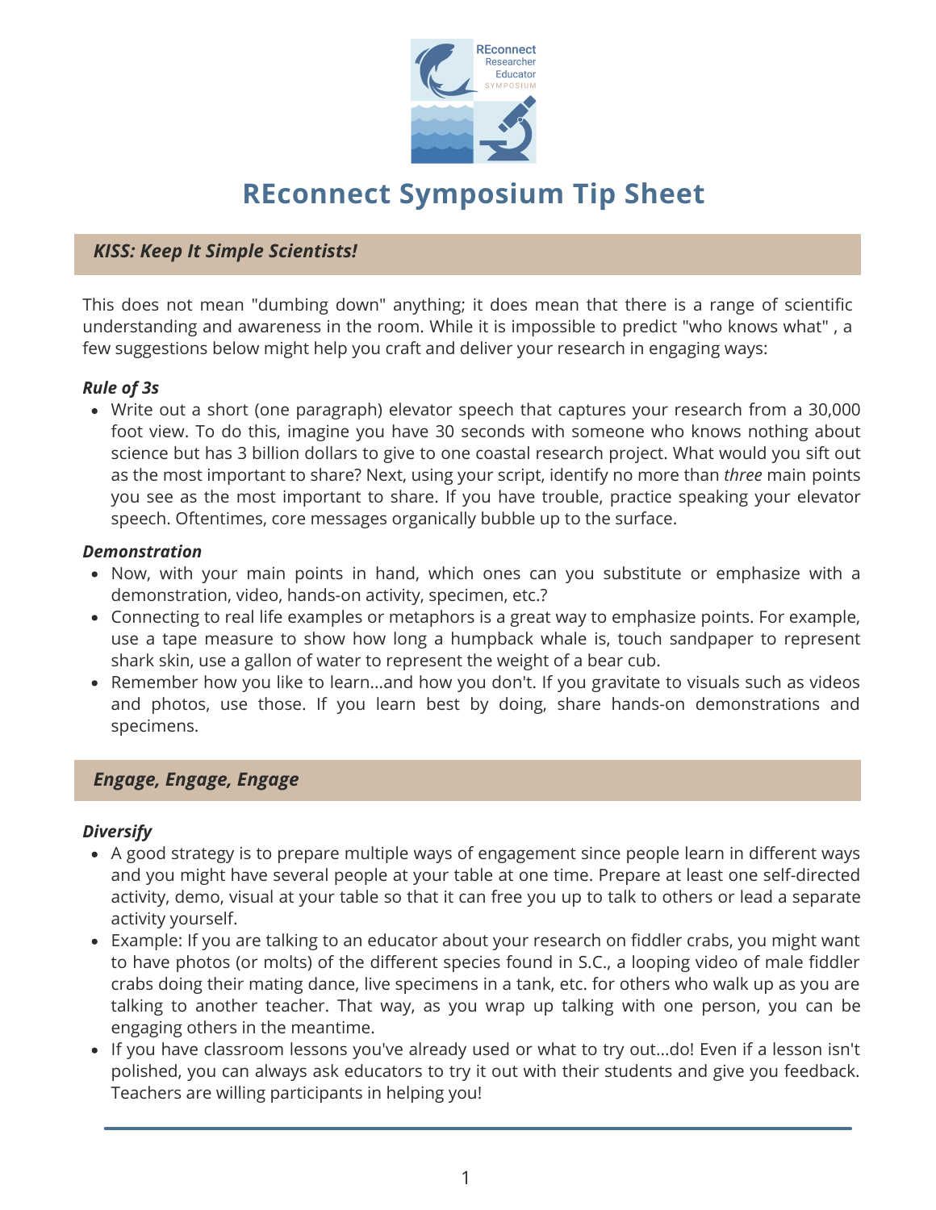# REconnect Symposium Tip Sheet

## *KISS: Keep It Simple Scientists!*

This does not mean "dumbing down" anything; it does mean that there is a range of scientific understanding and awareness in the room. While it is impossible to predict "who knows what" , a few suggestions below might help you craft and deliver your research in engaging ways:

### *Rule of 3s*

- Write out a short (one paragraph) elevator speech that captures your research from a 30,000 foot view. To do this, imagine you have 30 seconds with someone who knows nothing about science but has 3 billion dollars to give to one coastal research project. What would you sift out as the most important to share? Next, using your script, identify no more than *three* main points you see as the most important to share. If you have trouble, practice speaking your elevator speech. Oftentimes, core messages organically bubble up to the surface.

### *Demonstration*

- Now, with your main points in hand, which ones can you substitute or emphasize with a demonstration, video, hands-on activity, specimen, etc.?
- Connecting to real life examples or metaphors is a great way to emphasize points. For example, use a tape measure to show how long a humpback whale is, touch sandpaper to represent shark skin, use a gallon of water to represent the weight of a bear cub.
- Remember how you like to learn...and how you don't. If you gravitate to visuals such as videos and photos, use those. If you learn best by doing, share hands-on demonstrations and specimens.

## *Engage, Engage, Engage*

### *Diversify*

- A good strategy is to prepare multiple ways of engagement since people learn in different ways and you might have several people at your table at one time. Prepare at least one self-directed activity, demo, visual at your table so that it can free you up to talk to others or lead a separate activity yourself.
- Example: If you are talking to an educator about your research on fiddler crabs, you might want to have photos (or molts) of the different species found in S.C., a looping video of male fiddler crabs doing their mating dance, live specimens in a tank, etc. for others who walk up as you are talking to another teacher. That way, as you wrap up talking with one person, you can be engaging others in the meantime.
- If you have classroom lessons you've already used or what to try out...do! Even if a lesson isn't polished, you can always ask educators to try it out with their students and give you feedback. Teachers are willing participants in helping you!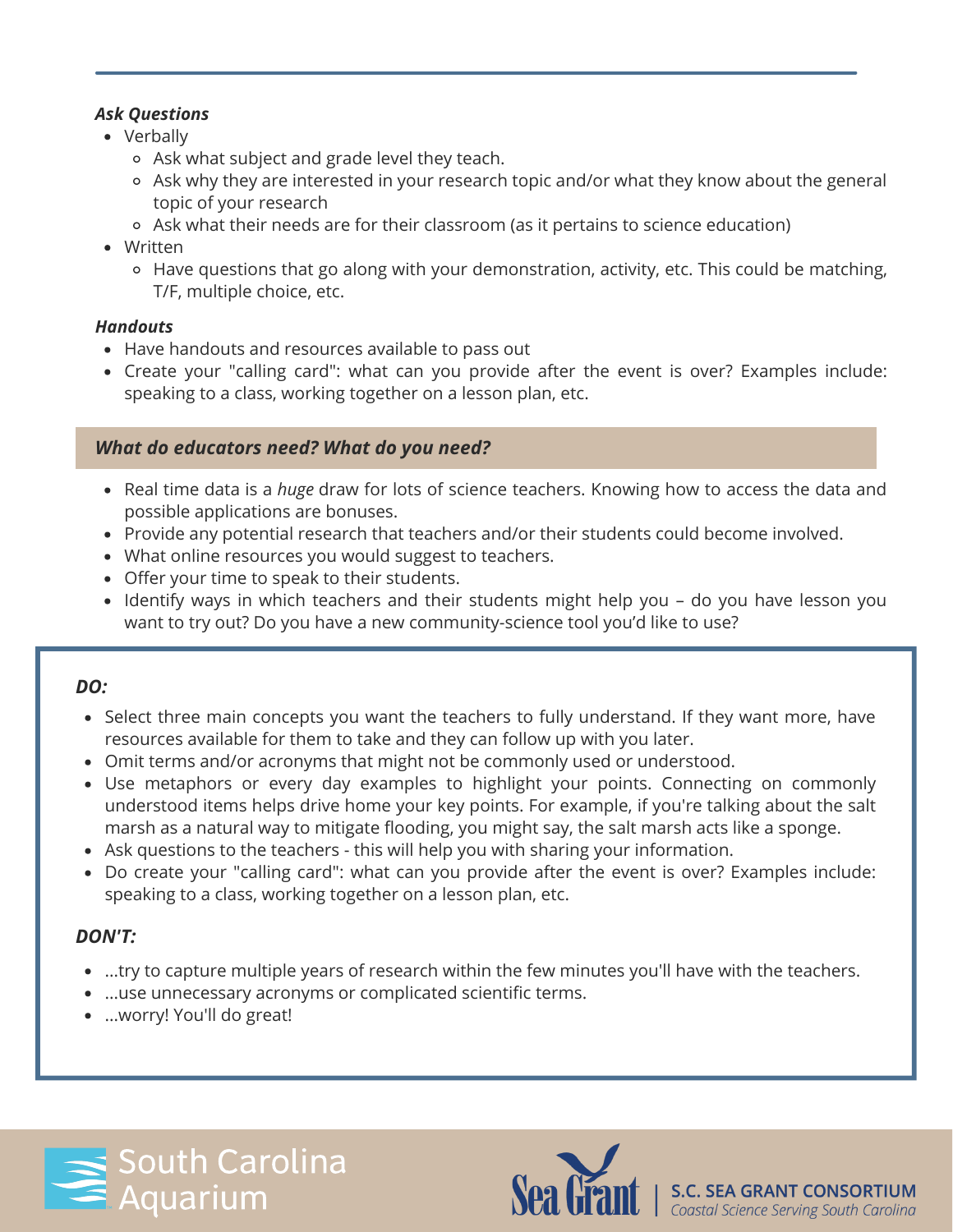***Ask Questions***

- Verbally
  - Ask what subject and grade level they teach.
  - Ask why they are interested in your research topic and/or what they know about the general topic of your research
  - Ask what their needs are for their classroom (as it pertains to science education)
- Written
  - Have questions that go along with your demonstration, activity, etc. This could be matching, T/F, multiple choice, etc.

***Handouts***

- Have handouts and resources available to pass out
- Create your "calling card": what can you provide after the event is over? Examples include: speaking to a class, working together on a lesson plan, etc.

***What do educators need? What do you need?***

- Real time data is a *huge* draw for lots of science teachers. Knowing how to access the data and possible applications are bonuses.
- Provide any potential research that teachers and/or their students could become involved.
- What online resources you would suggest to teachers.
- Offer your time to speak to their students.
- Identify ways in which teachers and their students might help you – do you have lesson you want to try out? Do you have a new community-science tool you'd like to use?

***DO:***

- Select three main concepts you want the teachers to fully understand. If they want more, have resources available for them to take and they can follow up with you later.
- Omit terms and/or acronyms that might not be commonly used or understood.
- Use metaphors or every day examples to highlight your points. Connecting on commonly understood items helps drive home your key points. For example, if you're talking about the salt marsh as a natural way to mitigate flooding, you might say, the salt marsh acts like a sponge.
- Ask questions to the teachers - this will help you with sharing your information.
- Do create your "calling card": what can you provide after the event is over? Examples include: speaking to a class, working together on a lesson plan, etc.

***DON'T:***

- ...try to capture multiple years of research within the few minutes you'll have with the teachers.
- ...use unnecessary acronyms or complicated scientific terms.
- ...worry! You'll do great!

South Carolina Aquarium

Sea Grant | S.C. SEA GRANT CONSORTIUM *Coastal Science Serving South Carolina*